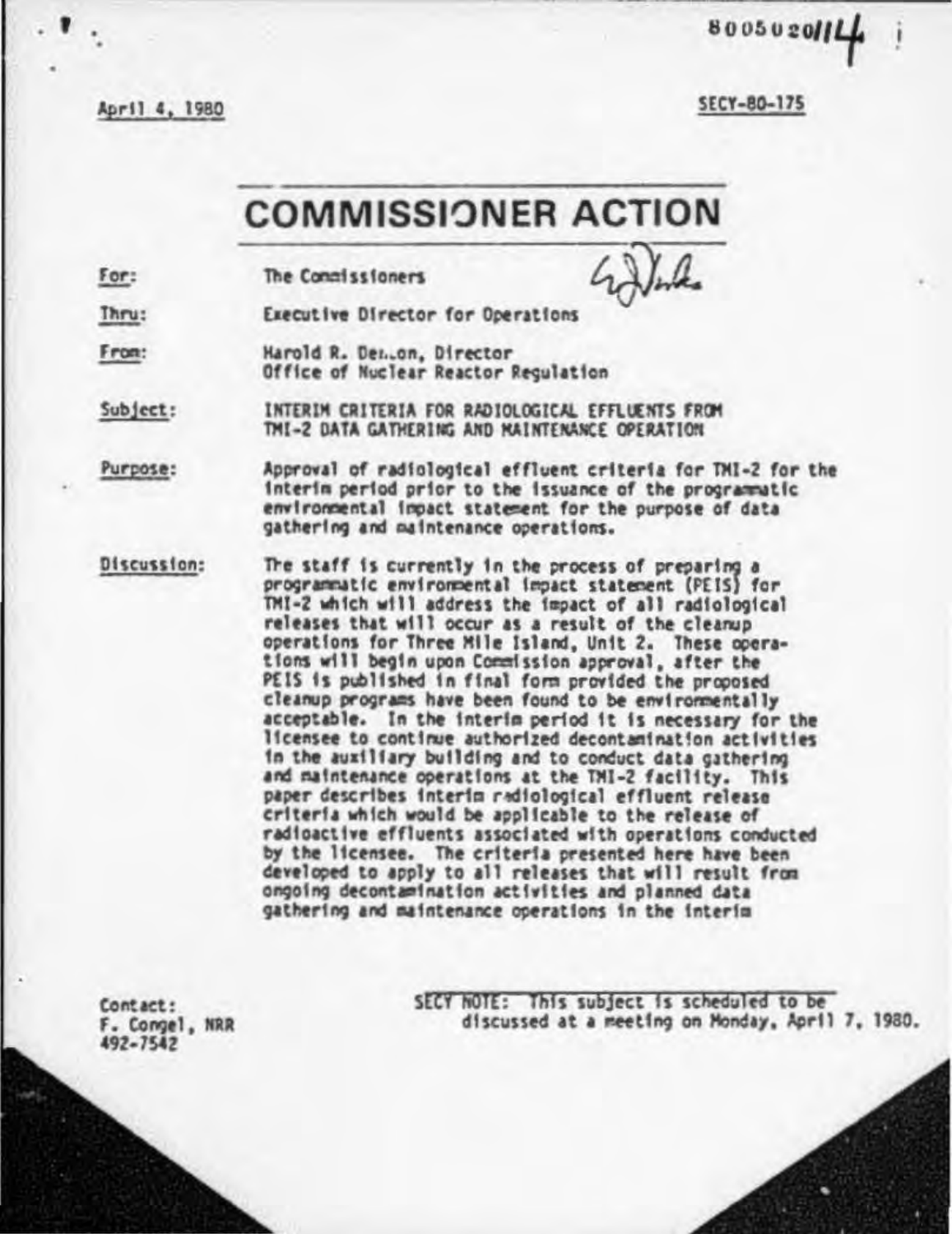8005020114

April 4, 1980

SECY-80-175

# COMMISSIONER ACTION

For: The Commissioners

Thru: Executive Director for Operations

From: Harold R. Denton, Director
Office of Nuclear Reactor Regulation

Subject: INTERIM CRITERIA FOR RADIOLOGICAL EFFLUENTS FROM TMI-2 DATA GATHERING AND MAINTENANCE OPERATION

Purpose: Approval of radiological effluent criteria for TMI-2 for the interim period prior to the issuance of the programmatic environmental impact statement for the purpose of data gathering and maintenance operations.

Discussion: The staff is currently in the process of preparing a programmatic environmental impact statement (PEIS) for TMI-2 which will address the impact of all radiological releases that will occur as a result of the cleanup operations for Three Mile Island, Unit 2. These operations will begin upon Commission approval, after the PEIS is published in final form provided the proposed cleanup programs have been found to be environmentally acceptable. In the interim period it is necessary for the licensee to continue authorized decontamination activities in the auxiliary building and to conduct data gathering and maintenance operations at the TMI-2 facility. This paper describes interim radiological effluent release criteria which would be applicable to the release of radioactive effluents associated with operations conducted by the licensee. The criteria presented here have been developed to apply to all releases that will result from ongoing decontamination activities and planned data gathering and maintenance operations in the interim

Contact:
F. Congel, NRR
492-7542

SECY NOTE: This subject is scheduled to be discussed at a meeting on Monday, April 7, 1980.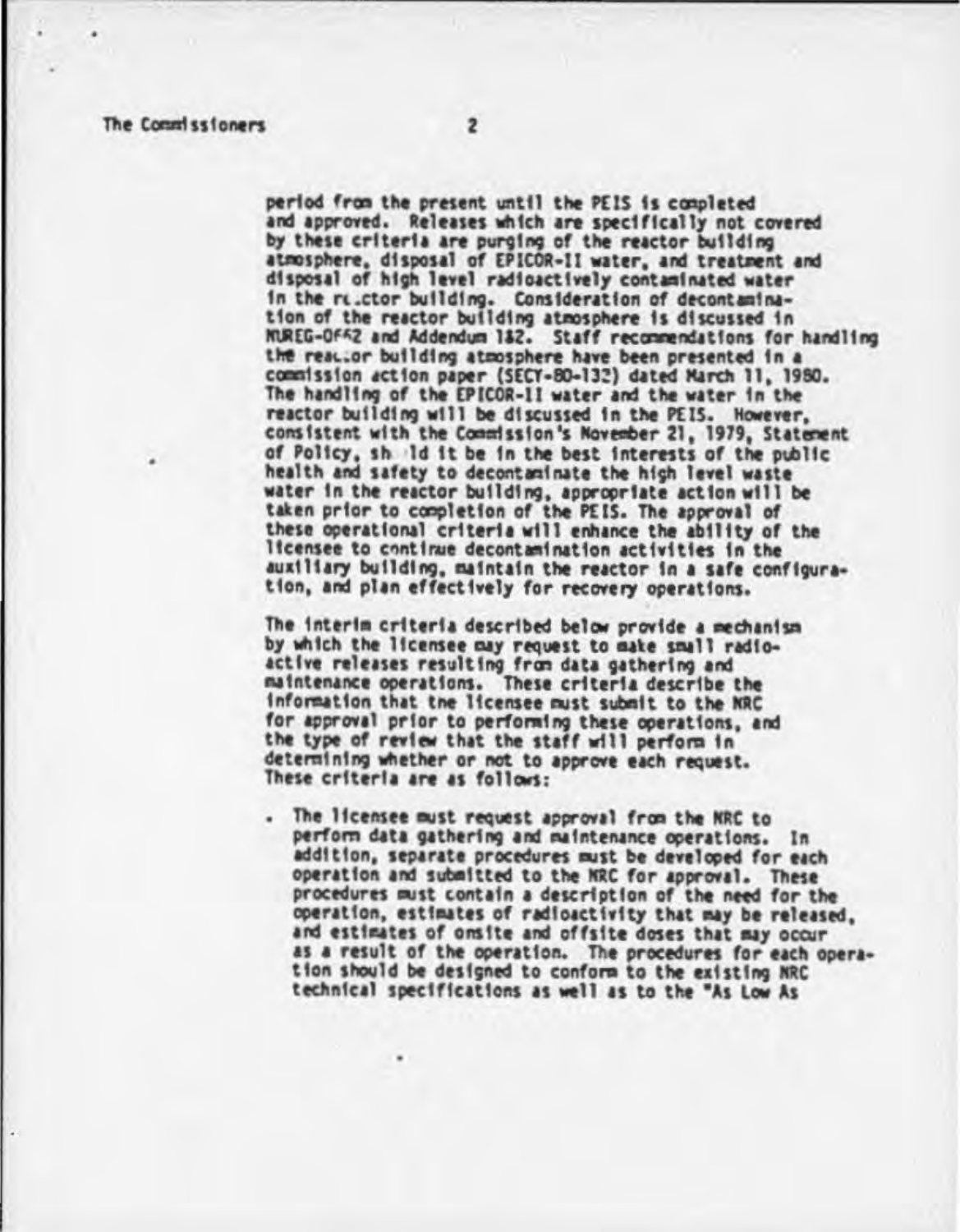period from the present until the PEIS is completed and approved. Releases which are specifically not covered by these criteria are purging of the reactor building atmosphere, disposal of EPICOR-II water, and treatment and disposal of high level radioactively contaminated water in the reactor building. Consideration of decontamination of the reactor building atmosphere is discussed in NUREG-0662 and Addendum 1&2. Staff recommendations for handling the reactor building atmosphere have been presented in a commission action paper (SECY-80-132) dated March 11, 1980. The handling of the EPICOR-II water and the water in the reactor building will be discussed in the PEIS. However, consistent with the Commission's November 21, 1979, Statement of Policy, should it be in the best interests of the public health and safety to decontaminate the high level waste water in the reactor building, appropriate action will be taken prior to completion of the PEIS. The approval of these operational criteria will enhance the ability of the licensee to continue decontamination activities in the auxiliary building, maintain the reactor in a safe configuration, and plan effectively for recovery operations.

The interim criteria described below provide a mechanism by which the licensee may request to make small radioactive releases resulting from data gathering and maintenance operations. These criteria describe the information that the licensee must submit to the NRC for approval prior to performing these operations, and the type of review that the staff will perform in determining whether or not to approve each request. These criteria are as follows:

- The licensee must request approval from the NRC to perform data gathering and maintenance operations. In addition, separate procedures must be developed for each operation and submitted to the NRC for approval. These procedures must contain a description of the need for the operation, estimates of radioactivity that may be released, and estimates of onsite and offsite doses that may occur as a result of the operation. The procedures for each operation should be designed to conform to the existing NRC technical specifications as well as to the "As Low As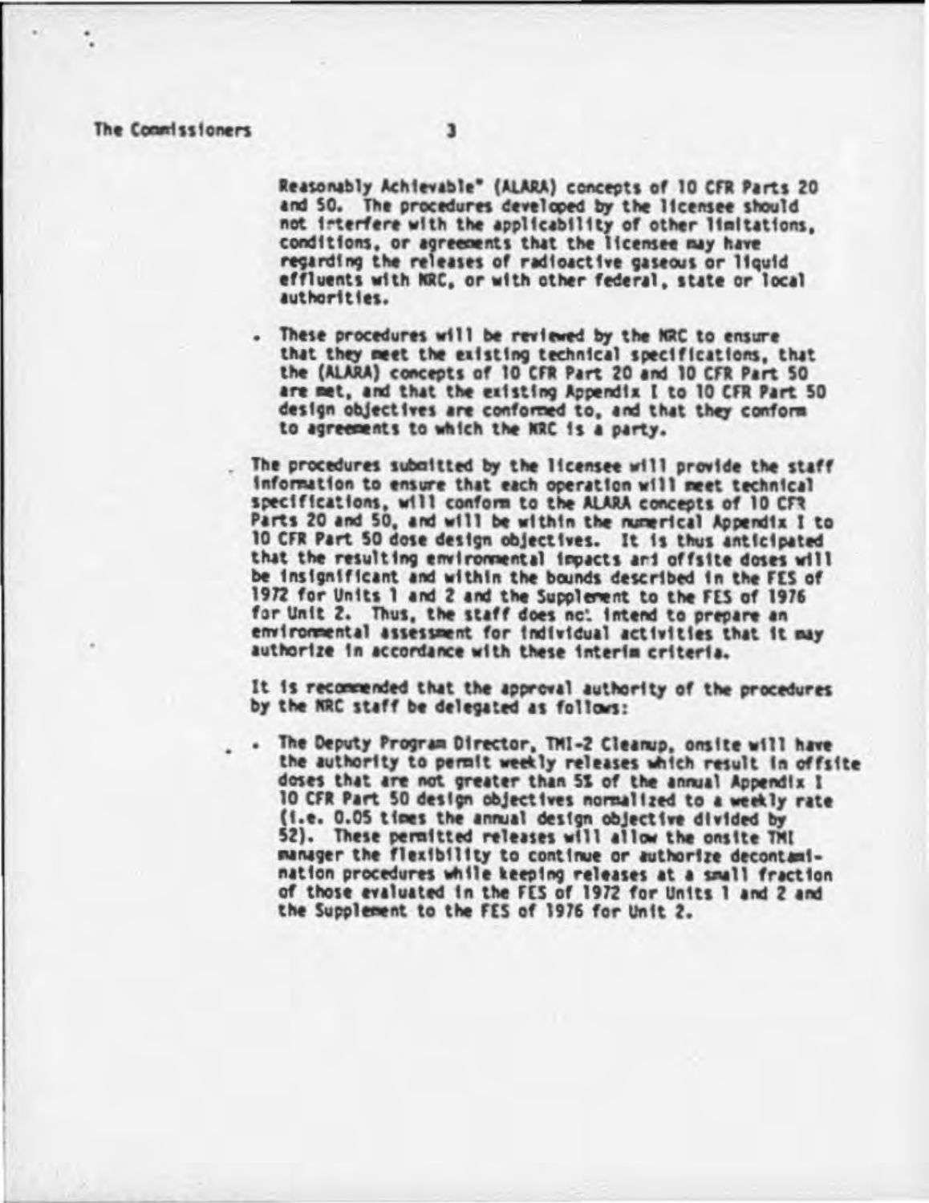Reasonably Achievable" (ALARA) concepts of 10 CFR Parts 20 and 50. The procedures developed by the licensee should not interfere with the applicability of other limitations, conditions, or agreements that the licensee may have regarding the releases of radioactive gaseous or liquid effluents with NRC, or with other federal, state or local authorities.

- These procedures will be reviewed by the NRC to ensure that they meet the existing technical specifications, that the (ALARA) concepts of 10 CFR Part 20 and 10 CFR Part 50 are met, and that the existing Appendix I to 10 CFR Part 50 design objectives are conformed to, and that they conform to agreements to which the NRC is a party.

The procedures submitted by the licensee will provide the staff information to ensure that each operation will meet technical specifications, will conform to the ALARA concepts of 10 CFR Parts 20 and 50, and will be within the numerical Appendix I to 10 CFR Part 50 dose design objectives. It is thus anticipated that the resulting environmental impacts and offsite doses will be insignificant and within the bounds described in the FES of 1972 for Units 1 and 2 and the Supplement to the FES of 1976 for Unit 2. Thus, the staff does not intend to prepare an environmental assessment for individual activities that it may authorize in accordance with these interim criteria.

It is recommended that the approval authority of the procedures by the NRC staff be delegated as follows:

- The Deputy Program Director, TMI-2 Cleanup, onsite will have the authority to permit weekly releases which result in offsite doses that are not greater than 5% of the annual Appendix I 10 CFR Part 50 design objectives normalized to a weekly rate (i.e. 0.05 times the annual design objective divided by 52). These permitted releases will allow the onsite TMI manager the flexibility to continue or authorize decontamination procedures while keeping releases at a small fraction of those evaluated in the FES of 1972 for Units 1 and 2 and the Supplement to the FES of 1976 for Unit 2.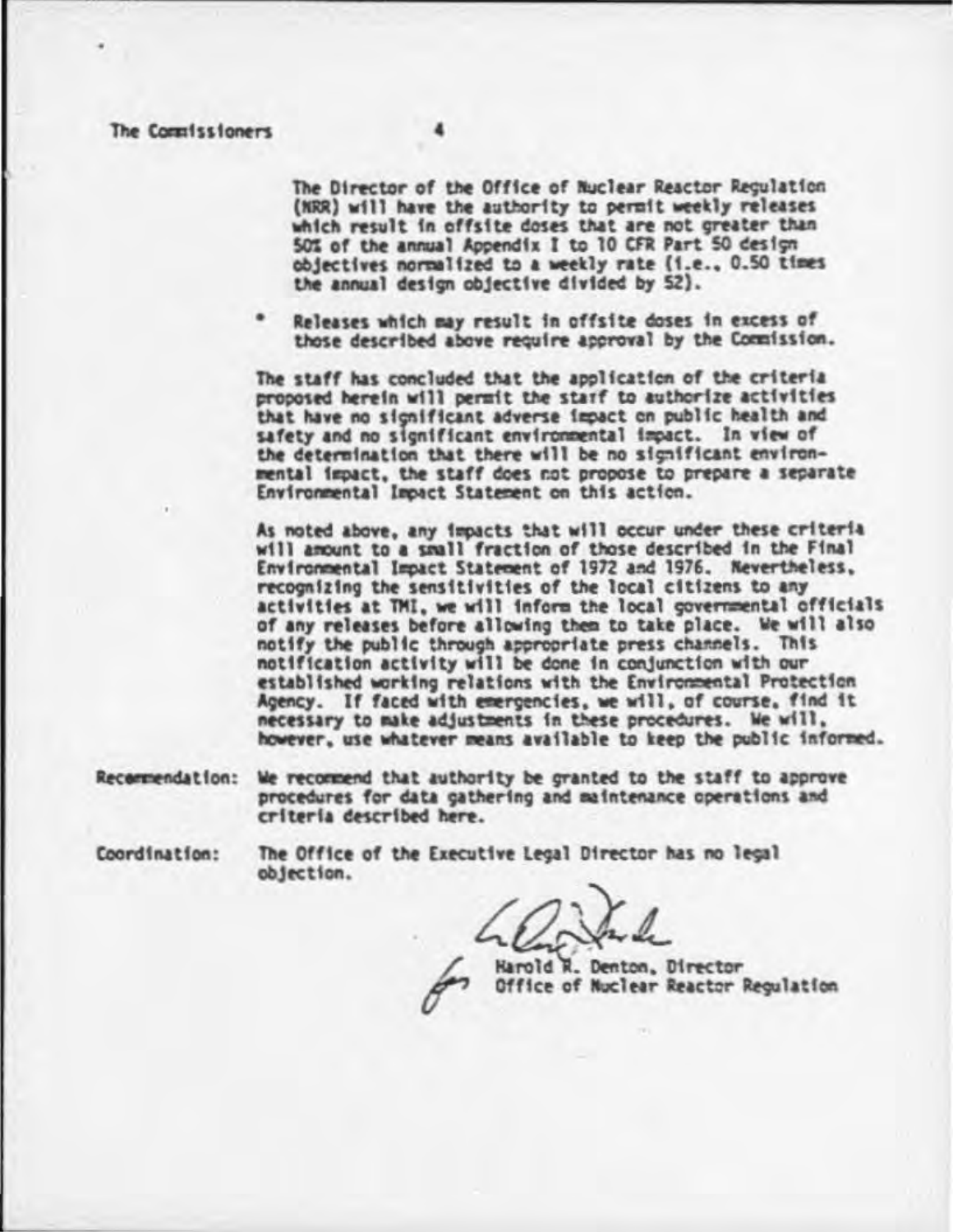The Director of the Office of Nuclear Reactor Regulation (NRR) will have the authority to permit weekly releases which result in offsite doses that are not greater than 50% of the annual Appendix I to 10 CFR Part 50 design objectives normalized to a weekly rate (i.e., 0.50 times the annual design objective divided by 52).

- Releases which may result in offsite doses in excess of those described above require approval by the Commission.

The staff has concluded that the application of the criteria proposed herein will permit the staff to authorize activities that have no significant adverse impact on public health and safety and no significant environmental impact. In view of the determination that there will be no significant environmental impact, the staff does not propose to prepare a separate Environmental Impact Statement on this action.

As noted above, any impacts that will occur under these criteria will amount to a small fraction of those described in the Final Environmental Impact Statement of 1972 and 1976. Nevertheless, recognizing the sensitivities of the local citizens to any activities at TMI, we will inform the local governmental officials of any releases before allowing them to take place. We will also notify the public through appropriate press channels. This notification activity will be done in conjunction with our established working relations with the Environmental Protection Agency. If faced with emergencies, we will, of course, find it necessary to make adjustments in these procedures. We will, however, use whatever means available to keep the public informed.

Recommendation: We recommend that authority be granted to the staff to approve procedures for data gathering and maintenance operations and criteria described here.

Coordination: The Office of the Executive Legal Director has no legal objection.

for Harold R. Denton, Director
Office of Nuclear Reactor Regulation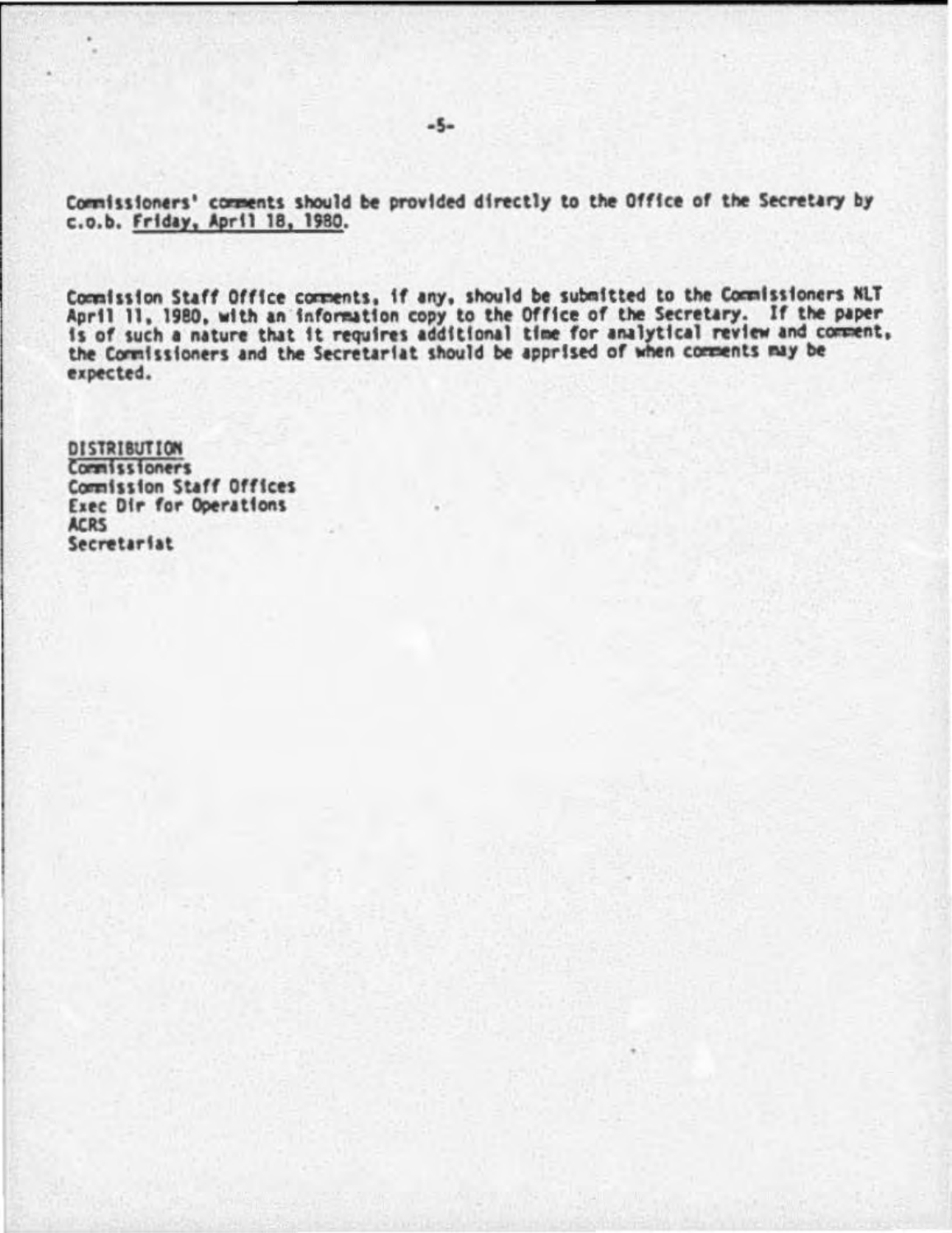Commissioners' comments should be provided directly to the Office of the Secretary by c.o.b. Friday, April 18, 1980.

Commission Staff Office comments, if any, should be submitted to the Commissioners NLT April 11, 1980, with an information copy to the Office of the Secretary. If the paper is of such a nature that it requires additional time for analytical review and comment, the Commissioners and the Secretariat should be apprised of when comments may be expected.

DISTRIBUTION
Commissioners
Commission Staff Offices
Exec Dir for Operations
ACRS
Secretariat